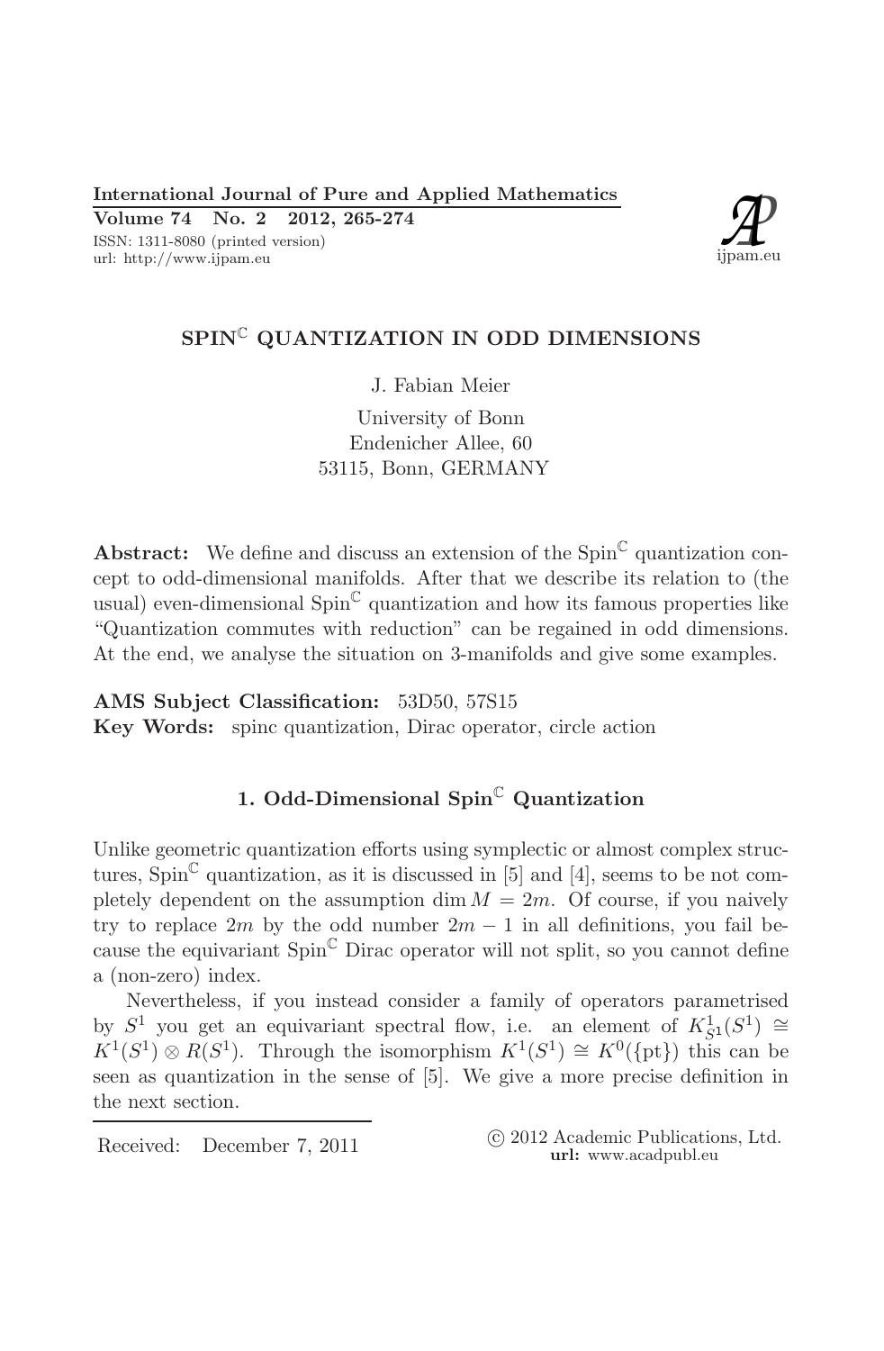# SPIN$^{\mathbb{C}}$ QUANTIZATION IN ODD DIMENSIONS

J. Fabian Meier

University of Bonn
Endenicher Allee, 60
53115, Bonn, GERMANY

**Abstract:** We define and discuss an extension of the Spin$^{\mathbb{C}}$ quantization concept to odd-dimensional manifolds. After that we describe its relation to (the usual) even-dimensional Spin$^{\mathbb{C}}$ quantization and how its famous properties like "Quantization commutes with reduction" can be regained in odd dimensions. At the end, we analyse the situation on 3-manifolds and give some examples.

**AMS Subject Classification:** 53D50, 57S15
**Key Words:** spinc quantization, Dirac operator, circle action

## 1. Odd-Dimensional Spin$^{\mathbb{C}}$ Quantization

Unlike geometric quantization efforts using symplectic or almost complex structures, Spin$^{\mathbb{C}}$ quantization, as it is discussed in [5] and [4], seems to be not completely dependent on the assumption $\dim M = 2m$. Of course, if you naively try to replace $2m$ by the odd number $2m - 1$ in all definitions, you fail because the equivariant Spin$^{\mathbb{C}}$ Dirac operator will not split, so you cannot define a (non-zero) index.

Nevertheless, if you instead consider a family of operators parametrised by $S^1$ you get an equivariant spectral flow, i.e. an element of $K^1_{S^1}(S^1) \cong K^1(S^1) \otimes R(S^1)$. Through the isomorphism $K^1(S^1) \cong K^0(\{\text{pt}\})$ this can be seen as quantization in the sense of [5]. We give a more precise definition in the next section.

Received: December 7, 2011

© 2012 Academic Publications, Ltd.
**url:** www.acadpubl.eu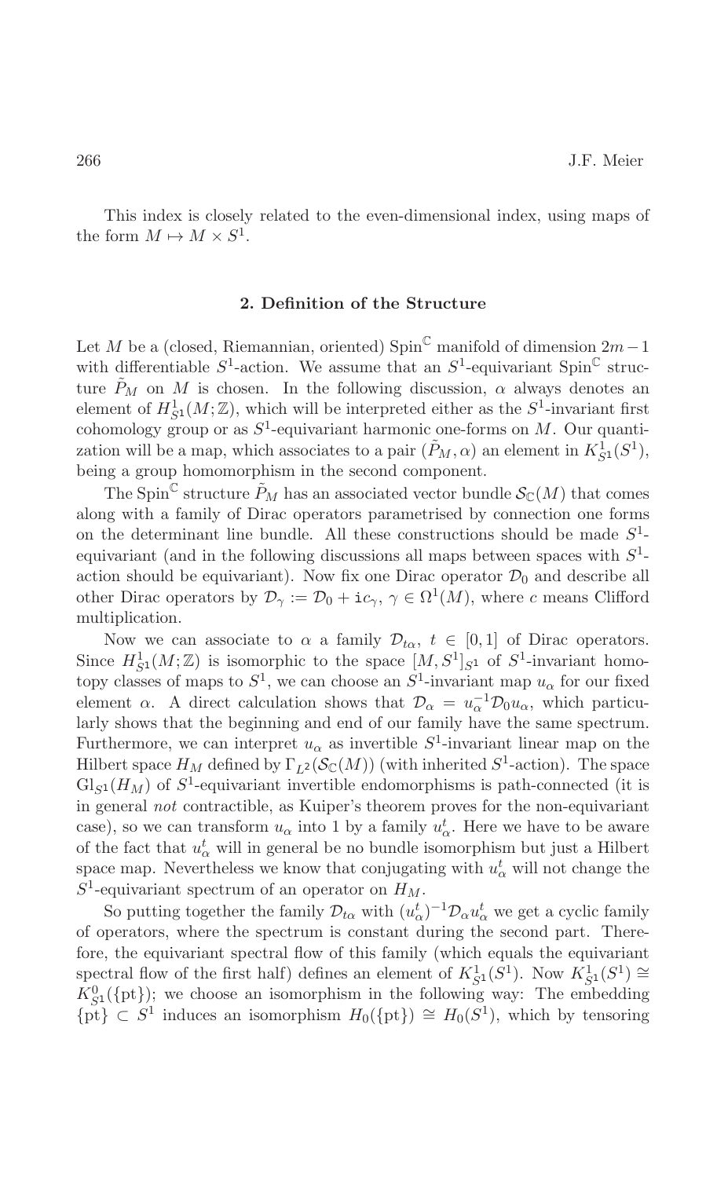This index is closely related to the even-dimensional index, using maps of the form $M \mapsto M \times S^1$.

## 2. Definition of the Structure

Let $M$ be a (closed, Riemannian, oriented) $\mathrm{Spin}^{\mathbb{C}}$ manifold of dimension $2m-1$ with differentiable $S^1$-action. We assume that an $S^1$-equivariant $\mathrm{Spin}^{\mathbb{C}}$ structure $\tilde{P}_M$ on $M$ is chosen. In the following discussion, $\alpha$ always denotes an element of $H^1_{S^1}(M;\mathbb{Z})$, which will be interpreted either as the $S^1$-invariant first cohomology group or as $S^1$-equivariant harmonic one-forms on $M$. Our quantization will be a map, which associates to a pair $(\tilde{P}_M, \alpha)$ an element in $K^1_{S^1}(S^1)$, being a group homomorphism in the second component.

The $\mathrm{Spin}^{\mathbb{C}}$ structure $\tilde{P}_M$ has an associated vector bundle $\mathcal{S}_{\mathbb{C}}(M)$ that comes along with a family of Dirac operators parametrised by connection one forms on the determinant line bundle. All these constructions should be made $S^1$-equivariant (and in the following discussions all maps between spaces with $S^1$-action should be equivariant). Now fix one Dirac operator $\mathcal{D}_0$ and describe all other Dirac operators by $\mathcal{D}_\gamma := \mathcal{D}_0 + \mathtt{i}c_\gamma$, $\gamma \in \Omega^1(M)$, where $c$ means Clifford multiplication.

Now we can associate to $\alpha$ a family $\mathcal{D}_{t\alpha}$, $t \in [0,1]$ of Dirac operators. Since $H^1_{S^1}(M;\mathbb{Z})$ is isomorphic to the space $[M, S^1]_{S^1}$ of $S^1$-invariant homotopy classes of maps to $S^1$, we can choose an $S^1$-invariant map $u_\alpha$ for our fixed element $\alpha$. A direct calculation shows that $\mathcal{D}_\alpha = u_\alpha^{-1}\mathcal{D}_0 u_\alpha$, which particularly shows that the beginning and end of our family have the same spectrum. Furthermore, we can interpret $u_\alpha$ as invertible $S^1$-invariant linear map on the Hilbert space $H_M$ defined by $\Gamma_{L^2}(\mathcal{S}_{\mathbb{C}}(M))$ (with inherited $S^1$-action). The space $\mathrm{Gl}_{S^1}(H_M)$ of $S^1$-equivariant invertible endomorphisms is path-connected (it is in general *not* contractible, as Kuiper's theorem proves for the non-equivariant case), so we can transform $u_\alpha$ into 1 by a family $u^t_\alpha$. Here we have to be aware of the fact that $u^t_\alpha$ will in general be no bundle isomorphism but just a Hilbert space map. Nevertheless we know that conjugating with $u^t_\alpha$ will not change the $S^1$-equivariant spectrum of an operator on $H_M$.

So putting together the family $\mathcal{D}_{t\alpha}$ with $(u^t_\alpha)^{-1}\mathcal{D}_\alpha u^t_\alpha$ we get a cyclic family of operators, where the spectrum is constant during the second part. Therefore, the equivariant spectral flow of this family (which equals the equivariant spectral flow of the first half) defines an element of $K^1_{S^1}(S^1)$. Now $K^1_{S^1}(S^1) \cong K^0_{S^1}(\{\mathrm{pt}\})$; we choose an isomorphism in the following way: The embedding $\{\mathrm{pt}\} \subset S^1$ induces an isomorphism $H_0(\{\mathrm{pt}\}) \cong H_0(S^1)$, which by tensoring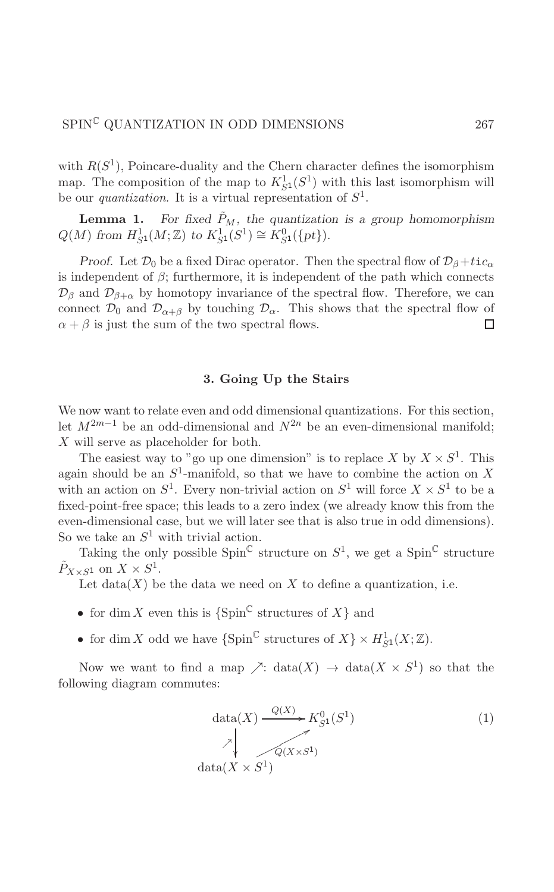with $R(S^1)$, Poincare-duality and the Chern character defines the isomorphism map. The composition of the map to $K^1_{S^1}(S^1)$ with this last isomorphism will be our *quantization*. It is a virtual representation of $S^1$.

**Lemma 1.** *For fixed $\tilde{P}_M$, the quantization is a group homomorphism $Q(M)$ from $H^1_{S^1}(M;\mathbb{Z})$ to $K^1_{S^1}(S^1) \cong K^0_{S^1}(\{pt\})$.*

*Proof.* Let $\mathcal{D}_0$ be a fixed Dirac operator. Then the spectral flow of $\mathcal{D}_\beta + tic_\alpha$ is independent of $\beta$; furthermore, it is independent of the path which connects $\mathcal{D}_\beta$ and $\mathcal{D}_{\beta+\alpha}$ by homotopy invariance of the spectral flow. Therefore, we can connect $\mathcal{D}_0$ and $\mathcal{D}_{\alpha+\beta}$ by touching $\mathcal{D}_\alpha$. This shows that the spectral flow of $\alpha + \beta$ is just the sum of the two spectral flows. $\square$

## 3. Going Up the Stairs

We now want to relate even and odd dimensional quantizations. For this section, let $M^{2m-1}$ be an odd-dimensional and $N^{2n}$ be an even-dimensional manifold; $X$ will serve as placeholder for both.

The easiest way to "go up one dimension" is to replace $X$ by $X \times S^1$. This again should be an $S^1$-manifold, so that we have to combine the action on $X$ with an action on $S^1$. Every non-trivial action on $S^1$ will force $X \times S^1$ to be a fixed-point-free space; this leads to a zero index (we already know this from the even-dimensional case, but we will later see that is also true in odd dimensions). So we take an $S^1$ with trivial action.

Taking the only possible $\mathrm{Spin}^{\mathbb{C}}$ structure on $S^1$, we get a $\mathrm{Spin}^{\mathbb{C}}$ structure $\tilde{P}_{X\times S^1}$ on $X \times S^1$.

Let $\mathrm{data}(X)$ be the data we need on $X$ to define a quantization, i.e.

- for $\dim X$ even this is $\{\mathrm{Spin}^{\mathbb{C}}$ structures of $X\}$ and
- for $\dim X$ odd we have $\{\mathrm{Spin}^{\mathbb{C}}$ structures of $X\} \times H^1_{S^1}(X;\mathbb{Z})$.

Now we want to find a map $\nearrow$: $\mathrm{data}(X) \to \mathrm{data}(X \times S^1)$ so that the following diagram commutes:

$$\begin{array}{ccc} \mathrm{data}(X) & \xrightarrow{Q(X)} & K^0_{S^1}(S^1) \\ \nearrow \big\downarrow & \nearrow_{Q(X\times S^1)} & \\ \mathrm{data}(X \times S^1) & & \end{array} \tag{1}$$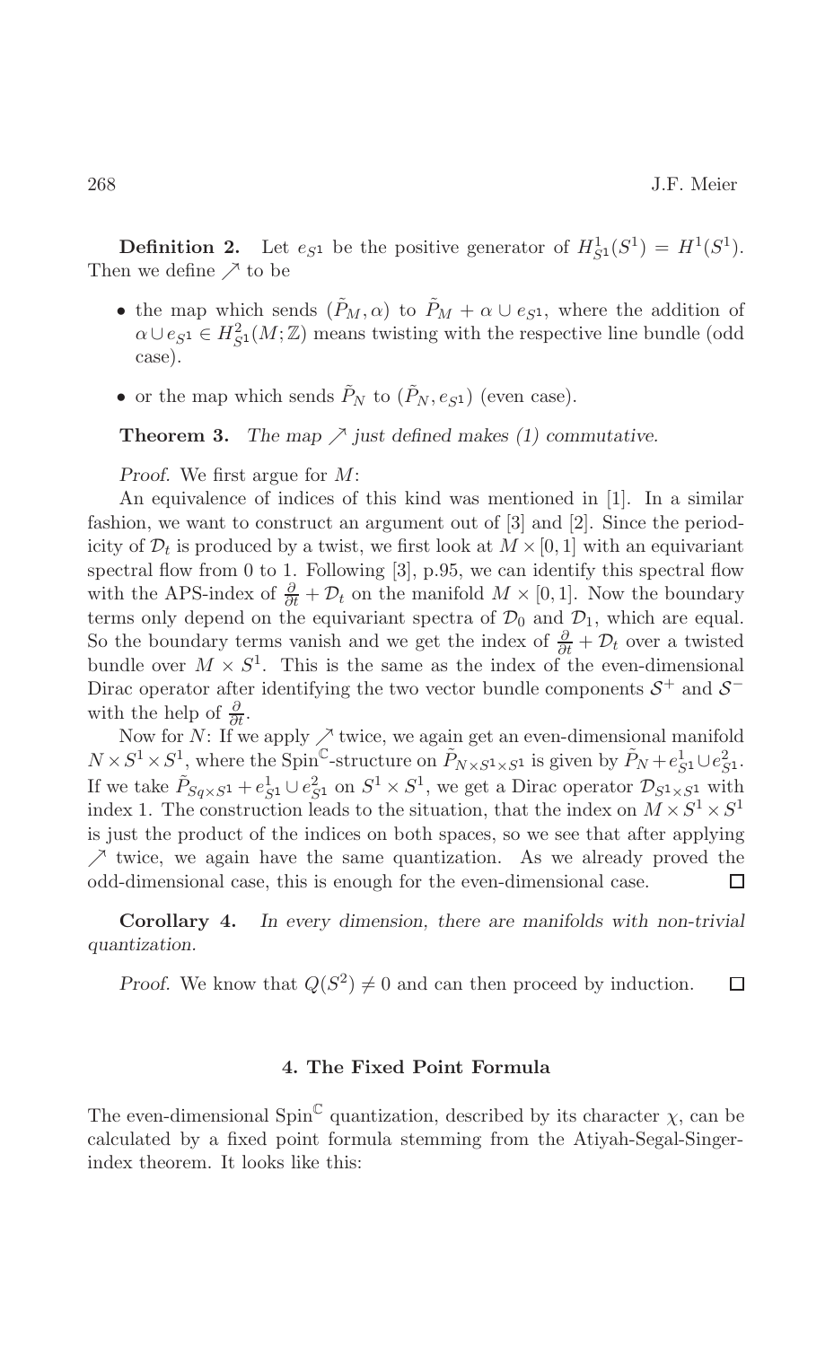**Definition 2.** Let $e_{S^1}$ be the positive generator of $H^1_{S^1}(S^1) = H^1(S^1)$. Then we define $\nearrow$ to be

- the map which sends $(\tilde{P}_M, \alpha)$ to $\tilde{P}_M + \alpha \cup e_{S^1}$, where the addition of $\alpha \cup e_{S^1} \in H^2_{S^1}(M; \mathbb{Z})$ means twisting with the respective line bundle (odd case).
- or the map which sends $\tilde{P}_N$ to $(\tilde{P}_N, e_{S^1})$ (even case).

**Theorem 3.** *The map $\nearrow$ just defined makes (1) commutative.*

*Proof.* We first argue for $M$:

An equivalence of indices of this kind was mentioned in [1]. In a similar fashion, we want to construct an argument out of [3] and [2]. Since the periodicity of $\mathcal{D}_t$ is produced by a twist, we first look at $M \times [0,1]$ with an equivariant spectral flow from 0 to 1. Following [3], p.95, we can identify this spectral flow with the APS-index of $\frac{\partial}{\partial t} + \mathcal{D}_t$ on the manifold $M \times [0,1]$. Now the boundary terms only depend on the equivariant spectra of $\mathcal{D}_0$ and $\mathcal{D}_1$, which are equal. So the boundary terms vanish and we get the index of $\frac{\partial}{\partial t} + \mathcal{D}_t$ over a twisted bundle over $M \times S^1$. This is the same as the index of the even-dimensional Dirac operator after identifying the two vector bundle components $\mathcal{S}^+$ and $\mathcal{S}^-$ with the help of $\frac{\partial}{\partial t}$.

Now for $N$: If we apply $\nearrow$ twice, we again get an even-dimensional manifold $N \times S^1 \times S^1$, where the $\text{Spin}^{\mathbb{C}}$-structure on $\tilde{P}_{N \times S^1 \times S^1}$ is given by $\tilde{P}_N + e^1_{S^1} \cup e^2_{S^1}$. If we take $\tilde{P}_{Sq \times S^1} + e^1_{S^1} \cup e^2_{S^1}$ on $S^1 \times S^1$, we get a Dirac operator $\mathcal{D}_{S^1 \times S^1}$ with index 1. The construction leads to the situation, that the index on $M \times S^1 \times S^1$ is just the product of the indices on both spaces, so we see that after applying $\nearrow$ twice, we again have the same quantization. As we already proved the odd-dimensional case, this is enough for the even-dimensional case. □

**Corollary 4.** *In every dimension, there are manifolds with non-trivial quantization.*

*Proof.* We know that $Q(S^2) \neq 0$ and can then proceed by induction. □

## 4. The Fixed Point Formula

The even-dimensional $\text{Spin}^{\mathbb{C}}$ quantization, described by its character $\chi$, can be calculated by a fixed point formula stemming from the Atiyah-Segal-Singer-index theorem. It looks like this: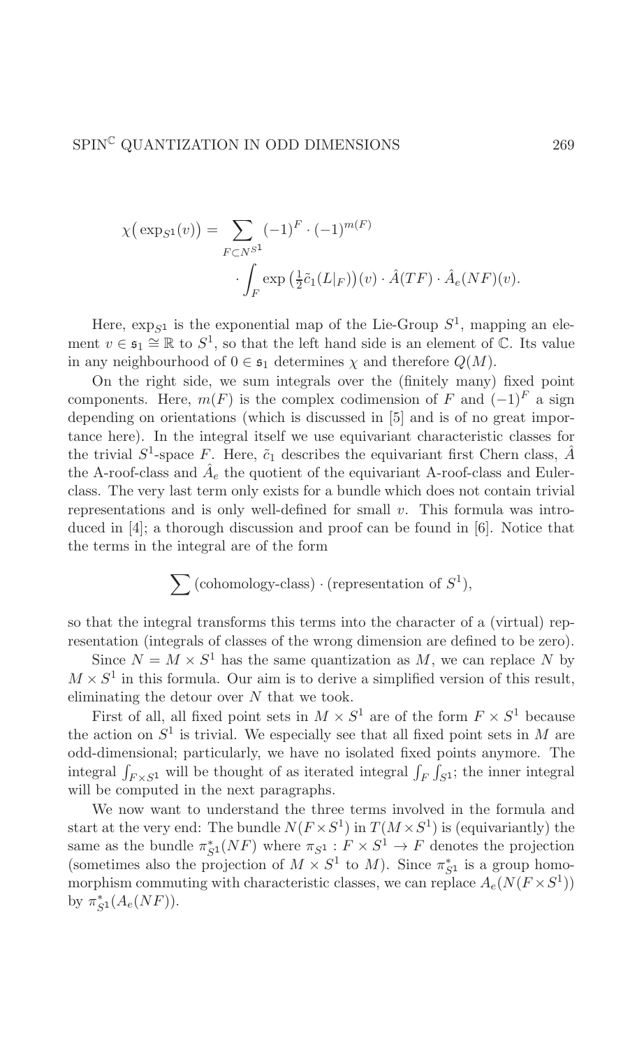$$\chi\big(\exp_{S^1}(v)\big) = \sum_{F \subset N^{S^1}} (-1)^F \cdot (-1)^{m(F)} \cdot \int_F \exp\big(\tfrac{1}{2}\tilde{c}_1(L|_F)\big)(v) \cdot \hat{A}(TF) \cdot \hat{A}_e(NF)(v).$$

Here, $\exp_{S^1}$ is the exponential map of the Lie-Group $S^1$, mapping an element $v \in \mathfrak{s}_1 \cong \mathbb{R}$ to $S^1$, so that the left hand side is an element of $\mathbb{C}$. Its value in any neighbourhood of $0 \in \mathfrak{s}_1$ determines $\chi$ and therefore $Q(M)$.

On the right side, we sum integrals over the (finitely many) fixed point components. Here, $m(F)$ is the complex codimension of $F$ and $(-1)^F$ a sign depending on orientations (which is discussed in [5] and is of no great importance here). In the integral itself we use equivariant characteristic classes for the trivial $S^1$-space $F$. Here, $\tilde{c}_1$ describes the equivariant first Chern class, $\hat{A}$ the A-roof-class and $\hat{A}_e$ the quotient of the equivariant A-roof-class and Euler-class. The very last term only exists for a bundle which does not contain trivial representations and is only well-defined for small $v$. This formula was introduced in [4]; a thorough discussion and proof can be found in [6]. Notice that the terms in the integral are of the form

$$\sum (\text{cohomology-class}) \cdot (\text{representation of } S^1),$$

so that the integral transforms this terms into the character of a (virtual) representation (integrals of classes of the wrong dimension are defined to be zero).

Since $N = M \times S^1$ has the same quantization as $M$, we can replace $N$ by $M \times S^1$ in this formula. Our aim is to derive a simplified version of this result, eliminating the detour over $N$ that we took.

First of all, all fixed point sets in $M \times S^1$ are of the form $F \times S^1$ because the action on $S^1$ is trivial. We especially see that all fixed point sets in $M$ are odd-dimensional; particularly, we have no isolated fixed points anymore. The integral $\int_{F \times S^1}$ will be thought of as iterated integral $\int_F \int_{S^1}$; the inner integral will be computed in the next paragraphs.

We now want to understand the three terms involved in the formula and start at the very end: The bundle $N(F \times S^1)$ in $T(M \times S^1)$ is (equivariantly) the same as the bundle $\pi^*_{S^1}(NF)$ where $\pi_{S^1} : F \times S^1 \to F$ denotes the projection (sometimes also the projection of $M \times S^1$ to $M$). Since $\pi^*_{S^1}$ is a group homomorphism commuting with characteristic classes, we can replace $A_e(N(F \times S^1))$ by $\pi^*_{S^1}(A_e(NF))$.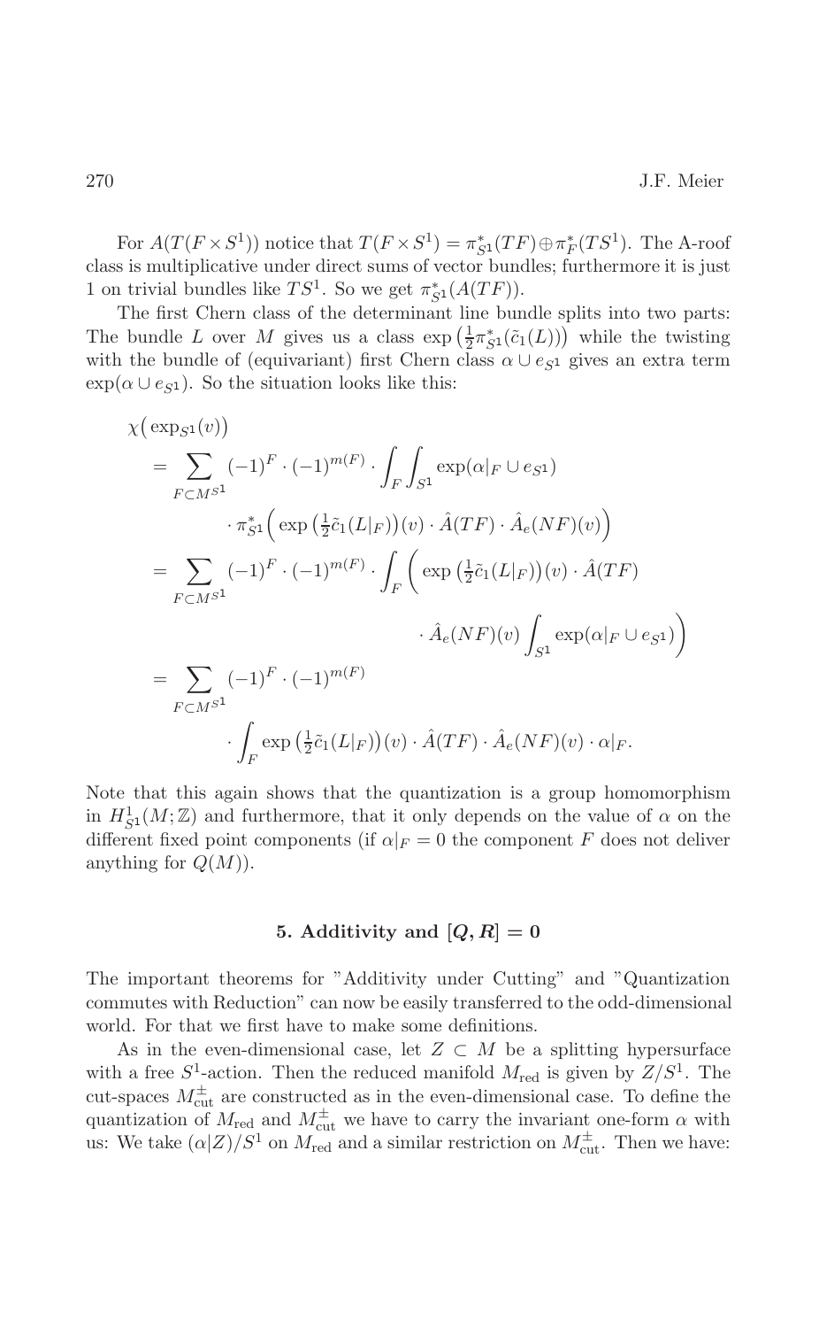For $A(T(F \times S^1))$ notice that $T(F \times S^1) = \pi_{S^1}^*(TF) \oplus \pi_F^*(TS^1)$. The A-roof class is multiplicative under direct sums of vector bundles; furthermore it is just 1 on trivial bundles like $TS^1$. So we get $\pi_{S^1}^*(A(TF))$.

The first Chern class of the determinant line bundle splits into two parts: The bundle $L$ over $M$ gives us a class $\exp\big(\frac{1}{2}\pi_{S^1}^*(\tilde{c}_1(L))\big)$ while the twisting with the bundle of (equivariant) first Chern class $\alpha \cup e_{S^1}$ gives an extra term $\exp(\alpha \cup e_{S^1})$. So the situation looks like this:

$$
\begin{aligned}
\chi\big(\exp_{S^1}(v)\big) &= \sum_{F \subset M^{S^1}} (-1)^F \cdot (-1)^{m(F)} \cdot \int_F \int_{S^1} \exp(\alpha|_F \cup e_{S^1}) \\
&\qquad \cdot \pi_{S^1}^*\Big(\exp\big(\tfrac{1}{2}\tilde{c}_1(L|_F)\big)(v) \cdot \hat{A}(TF) \cdot \hat{A}_e(NF)(v)\Big) \\
&= \sum_{F \subset M^{S^1}} (-1)^F \cdot (-1)^{m(F)} \cdot \int_F \Bigg(\exp\big(\tfrac{1}{2}\tilde{c}_1(L|_F)\big)(v) \cdot \hat{A}(TF) \\
&\qquad \cdot \hat{A}_e(NF)(v) \int_{S^1} \exp(\alpha|_F \cup e_{S^1})\Bigg) \\
&= \sum_{F \subset M^{S^1}} (-1)^F \cdot (-1)^{m(F)} \\
&\qquad \cdot \int_F \exp\big(\tfrac{1}{2}\tilde{c}_1(L|_F)\big)(v) \cdot \hat{A}(TF) \cdot \hat{A}_e(NF)(v) \cdot \alpha|_F.
\end{aligned}
$$

Note that this again shows that the quantization is a group homomorphism in $H^1_{S^1}(M;\mathbb{Z})$ and furthermore, that it only depends on the value of $\alpha$ on the different fixed point components (if $\alpha|_F = 0$ the component $F$ does not deliver anything for $Q(M)$).

## 5. Additivity and $[Q, R] = 0$

The important theorems for "Additivity under Cutting" and "Quantization commutes with Reduction" can now be easily transferred to the odd-dimensional world. For that we first have to make some definitions.

As in the even-dimensional case, let $Z \subset M$ be a splitting hypersurface with a free $S^1$-action. Then the reduced manifold $M_{\text{red}}$ is given by $Z/S^1$. The cut-spaces $M^{\pm}_{\text{cut}}$ are constructed as in the even-dimensional case. To define the quantization of $M_{\text{red}}$ and $M^{\pm}_{\text{cut}}$ we have to carry the invariant one-form $\alpha$ with us: We take $(\alpha|Z)/S^1$ on $M_{\text{red}}$ and a similar restriction on $M^{\pm}_{\text{cut}}$. Then we have: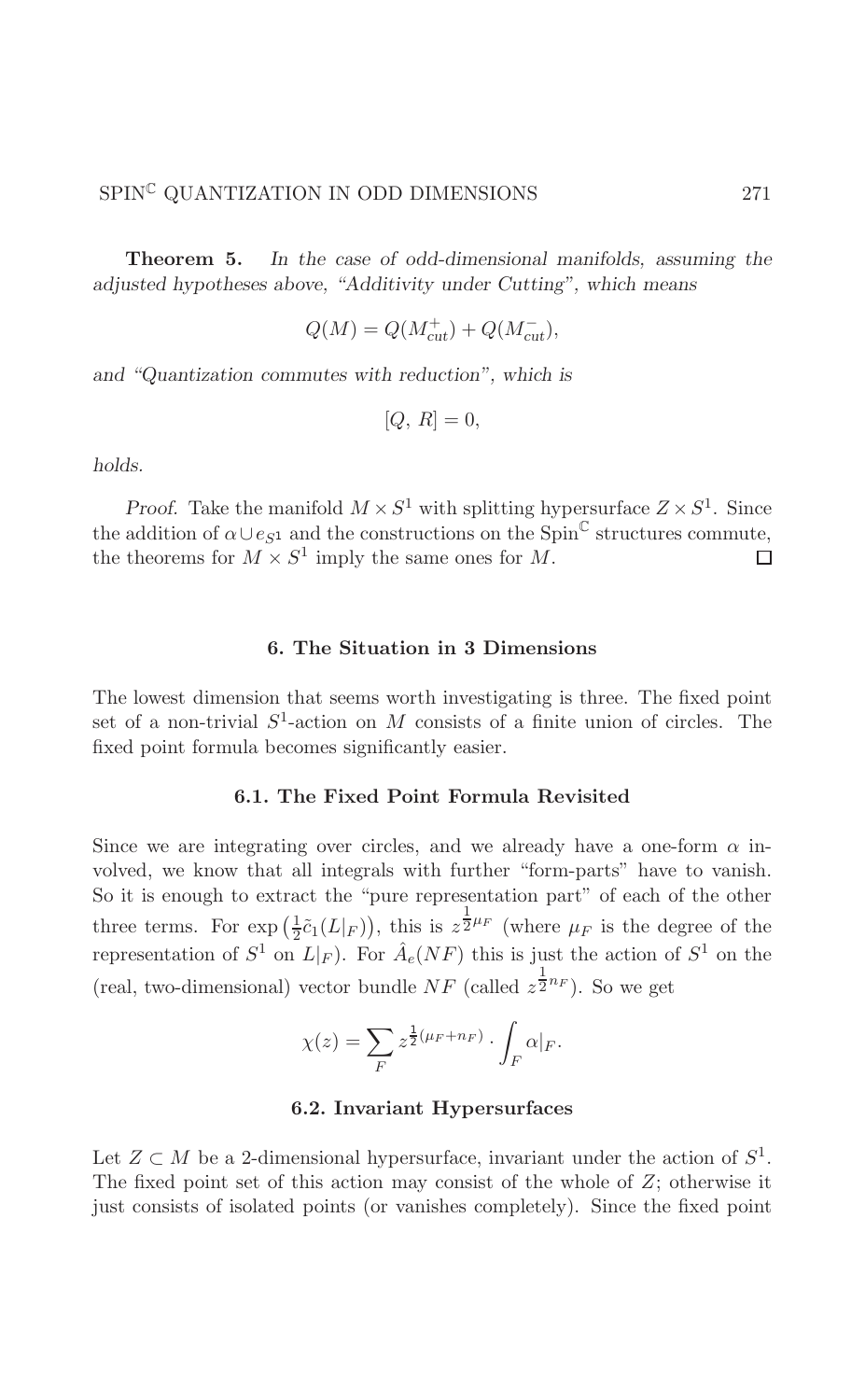**Theorem 5.** *In the case of odd-dimensional manifolds, assuming the adjusted hypotheses above, "Additivity under Cutting", which means*

$$Q(M) = Q(M^+_{cut}) + Q(M^-_{cut}),$$

*and "Quantization commutes with reduction", which is*

$$[Q,\, R] = 0,$$

*holds.*

*Proof.* Take the manifold $M \times S^1$ with splitting hypersurface $Z \times S^1$. Since the addition of $\alpha \cup e_{S^1}$ and the constructions on the $\mathrm{Spin}^{\mathbb{C}}$ structures commute, the theorems for $M \times S^1$ imply the same ones for $M$. $\square$

## 6. The Situation in 3 Dimensions

The lowest dimension that seems worth investigating is three. The fixed point set of a non-trivial $S^1$-action on $M$ consists of a finite union of circles. The fixed point formula becomes significantly easier.

### 6.1. The Fixed Point Formula Revisited

Since we are integrating over circles, and we already have a one-form $\alpha$ involved, we know that all integrals with further "form-parts" have to vanish. So it is enough to extract the "pure representation part" of each of the other three terms. For $\exp\left(\frac{1}{2}\tilde{c}_1(L|_F)\right)$, this is $z^{\frac{1}{2}\mu_F}$ (where $\mu_F$ is the degree of the representation of $S^1$ on $L|_F$). For $\hat{A}_e(NF)$ this is just the action of $S^1$ on the (real, two-dimensional) vector bundle $NF$ (called $z^{\frac{1}{2}n_F}$). So we get

$$\chi(z) = \sum_F z^{\frac{1}{2}(\mu_F + n_F)} \cdot \int_F \alpha|_F.$$

### 6.2. Invariant Hypersurfaces

Let $Z \subset M$ be a 2-dimensional hypersurface, invariant under the action of $S^1$. The fixed point set of this action may consist of the whole of $Z$; otherwise it just consists of isolated points (or vanishes completely). Since the fixed point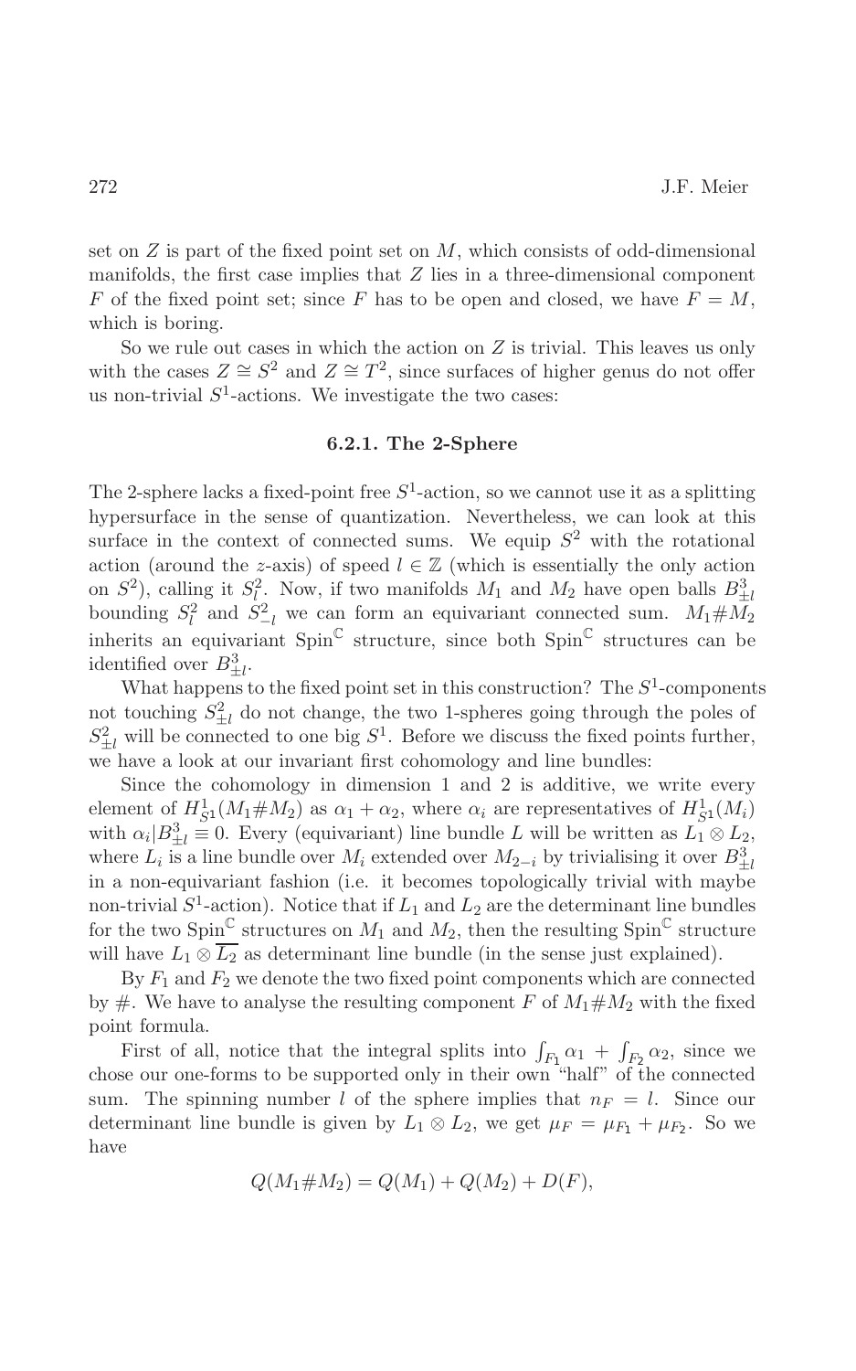set on $Z$ is part of the fixed point set on $M$, which consists of odd-dimensional manifolds, the first case implies that $Z$ lies in a three-dimensional component $F$ of the fixed point set; since $F$ has to be open and closed, we have $F = M$, which is boring.

So we rule out cases in which the action on $Z$ is trivial. This leaves us only with the cases $Z \cong S^2$ and $Z \cong T^2$, since surfaces of higher genus do not offer us non-trivial $S^1$-actions. We investigate the two cases:

### 6.2.1. The 2-Sphere

The 2-sphere lacks a fixed-point free $S^1$-action, so we cannot use it as a splitting hypersurface in the sense of quantization. Nevertheless, we can look at this surface in the context of connected sums. We equip $S^2$ with the rotational action (around the $z$-axis) of speed $l \in \mathbb{Z}$ (which is essentially the only action on $S^2$), calling it $S^2_l$. Now, if two manifolds $M_1$ and $M_2$ have open balls $B^3_{\pm l}$ bounding $S^2_l$ and $S^2_{-l}$ we can form an equivariant connected sum. $M_1 \# M_2$ inherits an equivariant $\mathrm{Spin}^{\mathbb{C}}$ structure, since both $\mathrm{Spin}^{\mathbb{C}}$ structures can be identified over $B^3_{\pm l}$.

What happens to the fixed point set in this construction? The $S^1$-components not touching $S^2_{\pm l}$ do not change, the two 1-spheres going through the poles of $S^2_{\pm l}$ will be connected to one big $S^1$. Before we discuss the fixed points further, we have a look at our invariant first cohomology and line bundles:

Since the cohomology in dimension 1 and 2 is additive, we write every element of $H^1_{S^1}(M_1 \# M_2)$ as $\alpha_1 + \alpha_2$, where $\alpha_i$ are representatives of $H^1_{S^1}(M_i)$ with $\alpha_i | B^3_{\pm l} \equiv 0$. Every (equivariant) line bundle $L$ will be written as $L_1 \otimes L_2$, where $L_i$ is a line bundle over $M_i$ extended over $M_{2-i}$ by trivialising it over $B^3_{\pm l}$ in a non-equivariant fashion (i.e. it becomes topologically trivial with maybe non-trivial $S^1$-action). Notice that if $L_1$ and $L_2$ are the determinant line bundles for the two $\mathrm{Spin}^{\mathbb{C}}$ structures on $M_1$ and $M_2$, then the resulting $\mathrm{Spin}^{\mathbb{C}}$ structure will have $L_1 \otimes \overline{L_2}$ as determinant line bundle (in the sense just explained).

By $F_1$ and $F_2$ we denote the two fixed point components which are connected by #. We have to analyse the resulting component $F$ of $M_1 \# M_2$ with the fixed point formula.

First of all, notice that the integral splits into $\int_{F_1} \alpha_1 + \int_{F_2} \alpha_2$, since we chose our one-forms to be supported only in their own "half" of the connected sum. The spinning number $l$ of the sphere implies that $n_F = l$. Since our determinant line bundle is given by $L_1 \otimes L_2$, we get $\mu_F = \mu_{F_1} + \mu_{F_2}$. So we have

$$Q(M_1 \# M_2) = Q(M_1) + Q(M_2) + D(F),$$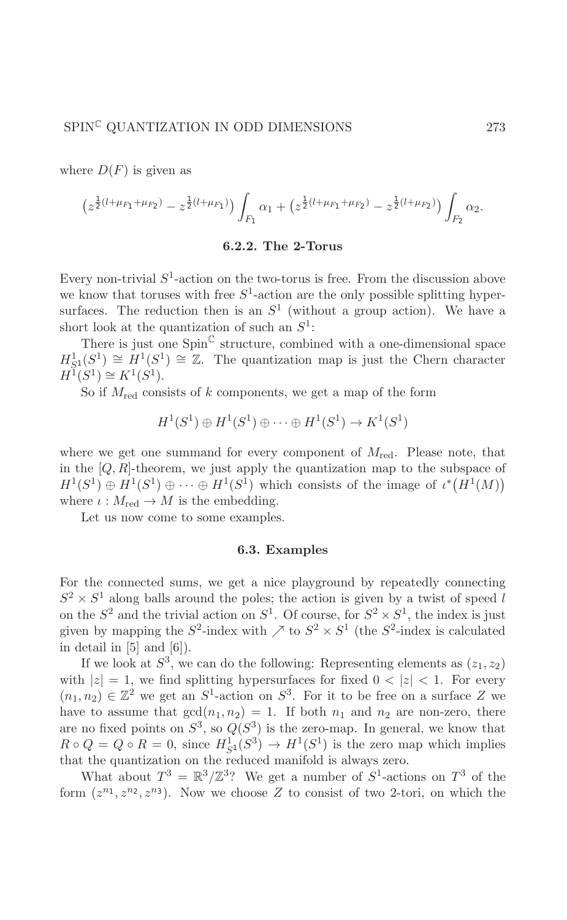where $D(F)$ is given as

$$\left(z^{\frac{1}{2}(l+\mu_{F_1}+\mu_{F_2})} - z^{\frac{1}{2}(l+\mu_{F_1})}\right)\int_{F_1}\alpha_1 + \left(z^{\frac{1}{2}(l+\mu_{F_1}+\mu_{F_2})} - z^{\frac{1}{2}(l+\mu_{F_2})}\right)\int_{F_2}\alpha_2.$$

### 6.2.2. The 2-Torus

Every non-trivial $S^1$-action on the two-torus is free. From the discussion above we know that toruses with free $S^1$-action are the only possible splitting hypersurfaces. The reduction then is an $S^1$ (without a group action). We have a short look at the quantization of such an $S^1$:

There is just one $\mathrm{Spin}^{\mathbb{C}}$ structure, combined with a one-dimensional space $H^1_{S^1}(S^1) \cong H^1(S^1) \cong \mathbb{Z}$. The quantization map is just the Chern character $H^1(S^1) \cong K^1(S^1)$.

So if $M_{\mathrm{red}}$ consists of $k$ components, we get a map of the form

$$H^1(S^1) \oplus H^1(S^1) \oplus \cdots \oplus H^1(S^1) \to K^1(S^1)$$

where we get one summand for every component of $M_{\mathrm{red}}$. Please note, that in the $[Q, R]$-theorem, we just apply the quantization map to the subspace of $H^1(S^1) \oplus H^1(S^1) \oplus \cdots \oplus H^1(S^1)$ which consists of the image of $\iota^*\big(H^1(M)\big)$ where $\iota : M_{\mathrm{red}} \to M$ is the embedding.

Let us now come to some examples.

## 6.3. Examples

For the connected sums, we get a nice playground by repeatedly connecting $S^2 \times S^1$ along balls around the poles; the action is given by a twist of speed $l$ on the $S^2$ and the trivial action on $S^1$. Of course, for $S^2 \times S^1$, the index is just given by mapping the $S^2$-index with $\nearrow$ to $S^2 \times S^1$ (the $S^2$-index is calculated in detail in [5] and [6]).

If we look at $S^3$, we can do the following: Representing elements as $(z_1, z_2)$ with $|z| = 1$, we find splitting hypersurfaces for fixed $0 < |z| < 1$. For every $(n_1, n_2) \in \mathbb{Z}^2$ we get an $S^1$-action on $S^3$. For it to be free on a surface $Z$ we have to assume that $\gcd(n_1, n_2) = 1$. If both $n_1$ and $n_2$ are non-zero, there are no fixed points on $S^3$, so $Q(S^3)$ is the zero-map. In general, we know that $R \circ Q = Q \circ R = 0$, since $H^1_{S^1}(S^3) \to H^1(S^1)$ is the zero map which implies that the quantization on the reduced manifold is always zero.

What about $T^3 = \mathbb{R}^3/\mathbb{Z}^3$? We get a number of $S^1$-actions on $T^3$ of the form $(z^{n_1}, z^{n_2}, z^{n_3})$. Now we choose $Z$ to consist of two 2-tori, on which the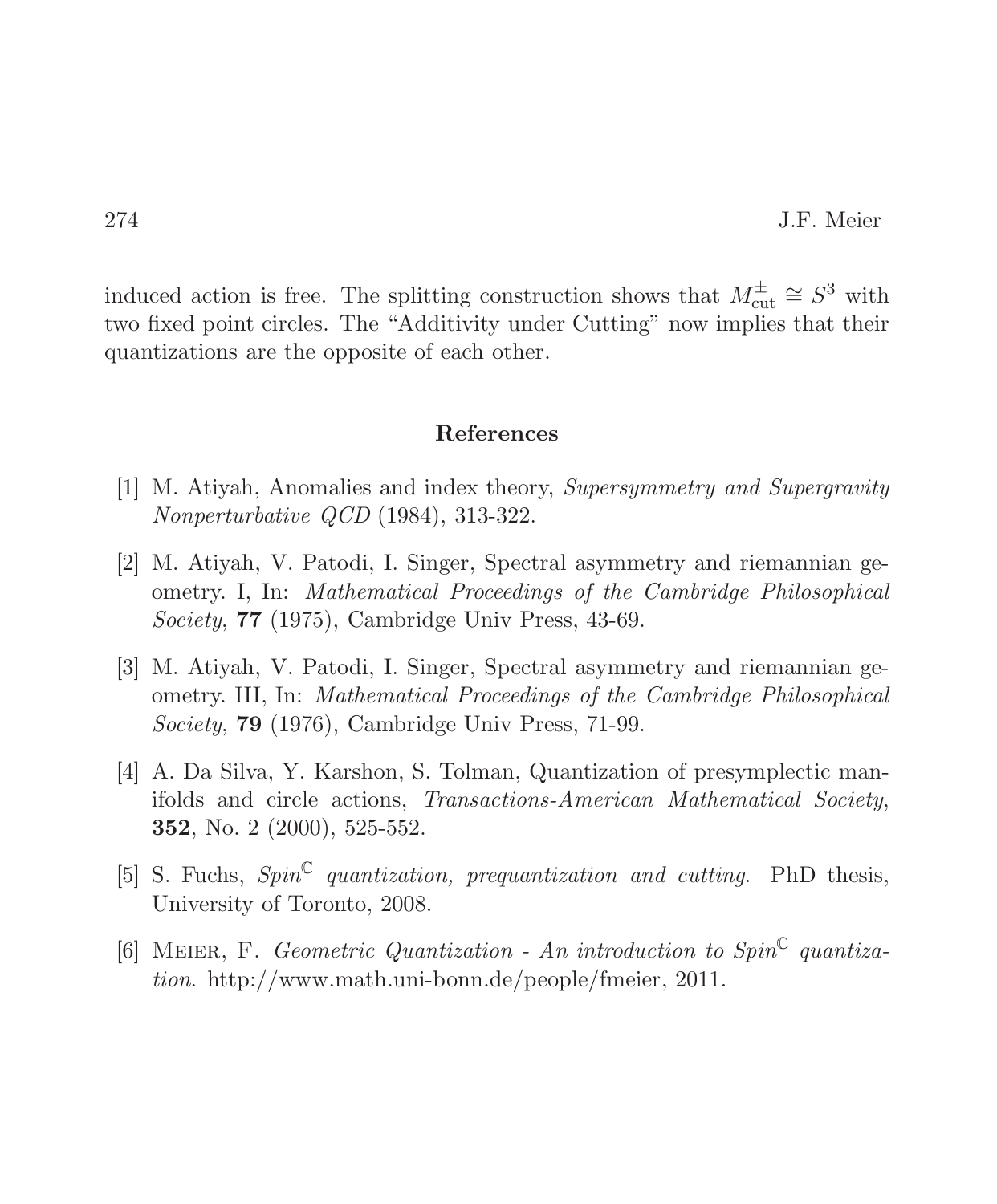induced action is free. The splitting construction shows that $M_{\text{cut}}^{\pm} \cong S^3$ with two fixed point circles. The "Additivity under Cutting" now implies that their quantizations are the opposite of each other.

## References

[1] M. Atiyah, Anomalies and index theory, *Supersymmetry and Supergravity Nonperturbative QCD* (1984), 313-322.

[2] M. Atiyah, V. Patodi, I. Singer, Spectral asymmetry and riemannian geometry. I, In: *Mathematical Proceedings of the Cambridge Philosophical Society*, **77** (1975), Cambridge Univ Press, 43-69.

[3] M. Atiyah, V. Patodi, I. Singer, Spectral asymmetry and riemannian geometry. III, In: *Mathematical Proceedings of the Cambridge Philosophical Society*, **79** (1976), Cambridge Univ Press, 71-99.

[4] A. Da Silva, Y. Karshon, S. Tolman, Quantization of presymplectic manifolds and circle actions, *Transactions-American Mathematical Society*, **352**, No. 2 (2000), 525-552.

[5] S. Fuchs, *Spin*$^{\mathbb{C}}$ *quantization, prequantization and cutting*. PhD thesis, University of Toronto, 2008.

[6] Meier, F. *Geometric Quantization - An introduction to Spin*$^{\mathbb{C}}$ *quantization*. http://www.math.uni-bonn.de/people/fmeier, 2011.